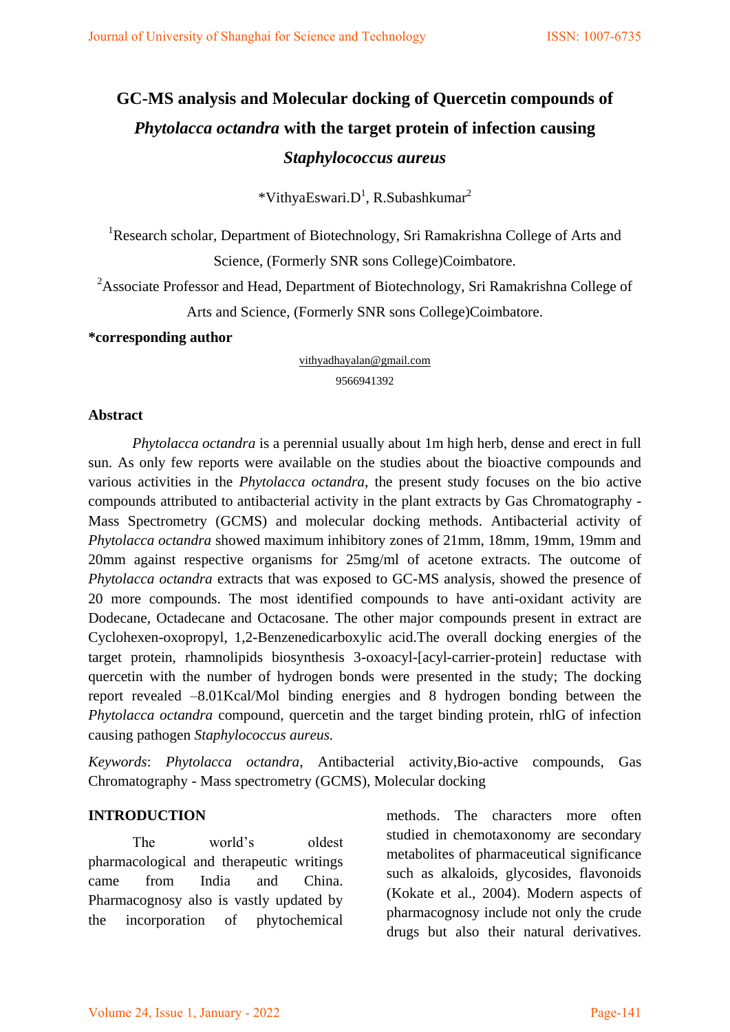# GC-MS analysis and Molecular docking of Quercetin compounds of *Phytolacca octandra* with the target protein of infection causing *Staphylococcus aureus*

*VithyaEswari.D[1], R.Subashkumar[2]

[1]Research scholar, Department of Biotechnology, Sri Ramakrishna College of Arts and Science, (Formerly SNR sons College)Coimbatore.

[2]Associate Professor and Head, Department of Biotechnology, Sri Ramakrishna College of Arts and Science, (Formerly SNR sons College)Coimbatore.

**\*corresponding author**

vithyadhayalan@gmail.com

9566941392

## Abstract

*Phytolacca octandra* is a perennial usually about 1m high herb, dense and erect in full sun. As only few reports were available on the studies about the bioactive compounds and various activities in the *Phytolacca octandra*, the present study focuses on the bio active compounds attributed to antibacterial activity in the plant extracts by Gas Chromatography - Mass Spectrometry (GCMS) and molecular docking methods. Antibacterial activity of *Phytolacca octandra* showed maximum inhibitory zones of 21mm, 18mm, 19mm, 19mm and 20mm against respective organisms for 25mg/ml of acetone extracts. The outcome of *Phytolacca octandra* extracts that was exposed to GC-MS analysis, showed the presence of 20 more compounds. The most identified compounds to have anti-oxidant activity are Dodecane, Octadecane and Octacosane. The other major compounds present in extract are Cyclohexen-oxopropyl, 1,2-Benzenedicarboxylic acid.The overall docking energies of the target protein, rhamnolipids biosynthesis 3-oxoacyl-[acyl-carrier-protein] reductase with quercetin with the number of hydrogen bonds were presented in the study; The docking report revealed –8.01Kcal/Mol binding energies and 8 hydrogen bonding between the *Phytolacca octandra* compound, quercetin and the target binding protein, rhlG of infection causing pathogen *Staphylococcus aureus.*

*Keywords*: *Phytolacca octandra*, Antibacterial activity,Bio-active compounds, Gas Chromatography - Mass spectrometry (GCMS), Molecular docking

## INTRODUCTION

The world's oldest pharmacological and therapeutic writings came from India and China. Pharmacognosy also is vastly updated by the incorporation of phytochemical methods. The characters more often studied in chemotaxonomy are secondary metabolites of pharmaceutical significance such as alkaloids, glycosides, flavonoids (Kokate et al., 2004). Modern aspects of pharmacognosy include not only the crude drugs but also their natural derivatives.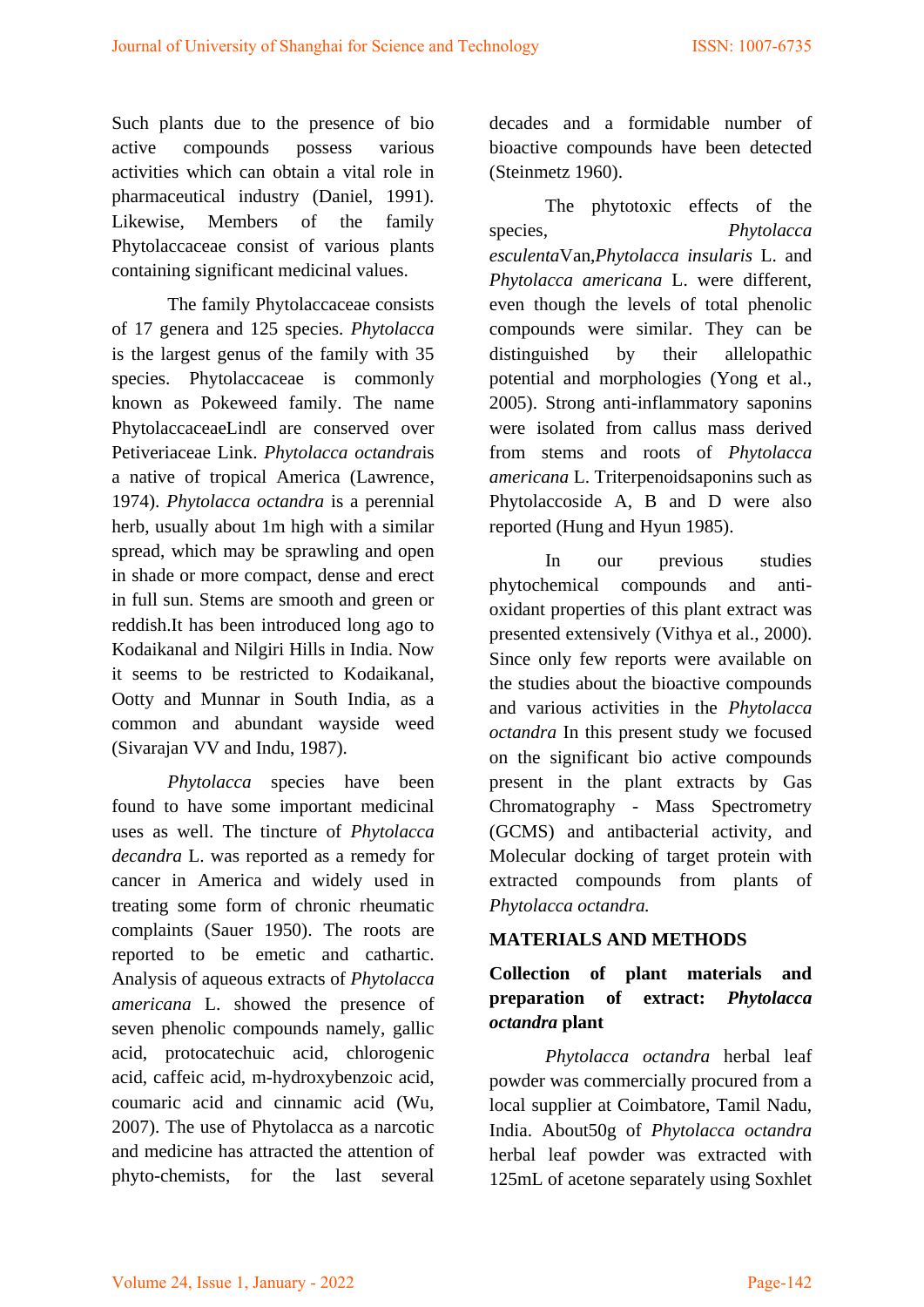Such plants due to the presence of bio active compounds possess various activities which can obtain a vital role in pharmaceutical industry (Daniel, 1991). Likewise, Members of the family Phytolaccaceae consist of various plants containing significant medicinal values.

The family Phytolaccaceae consists of 17 genera and 125 species. *Phytolacca* is the largest genus of the family with 35 species. Phytolaccaceae is commonly known as Pokeweed family. The name PhytolaccaceaeLindl are conserved over Petiveriaceae Link. *Phytolacca octandra*is a native of tropical America (Lawrence, 1974). *Phytolacca octandra* is a perennial herb, usually about 1m high with a similar spread, which may be sprawling and open in shade or more compact, dense and erect in full sun. Stems are smooth and green or reddish.It has been introduced long ago to Kodaikanal and Nilgiri Hills in India. Now it seems to be restricted to Kodaikanal, Ootty and Munnar in South India, as a common and abundant wayside weed (Sivarajan VV and Indu, 1987).

*Phytolacca* species have been found to have some important medicinal uses as well. The tincture of *Phytolacca decandra* L. was reported as a remedy for cancer in America and widely used in treating some form of chronic rheumatic complaints (Sauer 1950). The roots are reported to be emetic and cathartic. Analysis of aqueous extracts of *Phytolacca americana* L. showed the presence of seven phenolic compounds namely, gallic acid, protocatechuic acid, chlorogenic acid, caffeic acid, m-hydroxybenzoic acid, coumaric acid and cinnamic acid (Wu, 2007). The use of Phytolacca as a narcotic and medicine has attracted the attention of phyto-chemists, for the last several decades and a formidable number of bioactive compounds have been detected (Steinmetz 1960).

The phytotoxic effects of the species, *Phytolacca esculenta*Van,*Phytolacca insularis* L. and *Phytolacca americana* L. were different, even though the levels of total phenolic compounds were similar. They can be distinguished by their allelopathic potential and morphologies (Yong et al., 2005). Strong anti-inflammatory saponins were isolated from callus mass derived from stems and roots of *Phytolacca americana* L. Triterpenoidsaponins such as Phytolaccoside A, B and D were also reported (Hung and Hyun 1985).

In our previous studies phytochemical compounds and anti-oxidant properties of this plant extract was presented extensively (Vithya et al., 2000). Since only few reports were available on the studies about the bioactive compounds and various activities in the *Phytolacca octandra* In this present study we focused on the significant bio active compounds present in the plant extracts by Gas Chromatography - Mass Spectrometry (GCMS) and antibacterial activity, and Molecular docking of target protein with extracted compounds from plants of *Phytolacca octandra.*

## MATERIALS AND METHODS

### Collection of plant materials and preparation of extract: *Phytolacca octandra* plant

*Phytolacca octandra* herbal leaf powder was commercially procured from a local supplier at Coimbatore, Tamil Nadu, India. About50g of *Phytolacca octandra* herbal leaf powder was extracted with 125mL of acetone separately using Soxhlet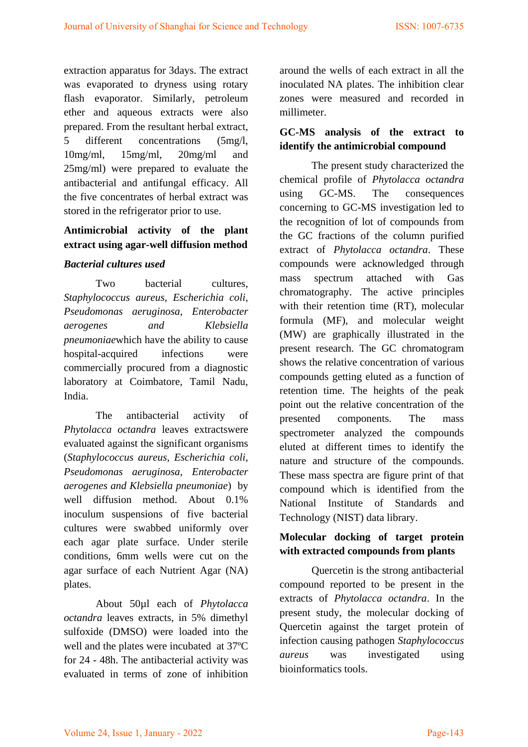extraction apparatus for 3days. The extract was evaporated to dryness using rotary flash evaporator. Similarly, petroleum ether and aqueous extracts were also prepared. From the resultant herbal extract, 5 different concentrations (5mg/l, 10mg/ml, 15mg/ml, 20mg/ml and 25mg/ml) were prepared to evaluate the antibacterial and antifungal efficacy. All the five concentrates of herbal extract was stored in the refrigerator prior to use.

**Antimicrobial activity of the plant extract using agar-well diffusion method**

***Bacterial cultures used***

Two bacterial cultures, *Staphylococcus aureus, Escherichia coli, Pseudomonas aeruginosa, Enterobacter aerogenes* and *Klebsiella pneumoniae*which have the ability to cause hospital-acquired infections were commercially procured from a diagnostic laboratory at Coimbatore, Tamil Nadu, India.

The antibacterial activity of *Phytolacca octandra* leaves extractswere evaluated against the significant organisms (*Staphylococcus aureus, Escherichia coli, Pseudomonas aeruginosa, Enterobacter aerogenes and Klebsiella pneumoniae*) by well diffusion method. About 0.1% inoculum suspensions of five bacterial cultures were swabbed uniformly over each agar plate surface. Under sterile conditions, 6mm wells were cut on the agar surface of each Nutrient Agar (NA) plates.

About 50µl each of *Phytolacca octandra* leaves extracts, in 5% dimethyl sulfoxide (DMSO) were loaded into the well and the plates were incubated at 37ºC for 24 - 48h. The antibacterial activity was evaluated in terms of zone of inhibition around the wells of each extract in all the inoculated NA plates. The inhibition clear zones were measured and recorded in millimeter.

**GC-MS analysis of the extract to identify the antimicrobial compound**

The present study characterized the chemical profile of *Phytolacca octandra* using GC-MS. The consequences concerning to GC-MS investigation led to the recognition of lot of compounds from the GC fractions of the column purified extract of *Phytolacca octandra*. These compounds were acknowledged through mass spectrum attached with Gas chromatography. The active principles with their retention time (RT), molecular formula (MF), and molecular weight (MW) are graphically illustrated in the present research. The GC chromatogram shows the relative concentration of various compounds getting eluted as a function of retention time. The heights of the peak point out the relative concentration of the presented components. The mass spectrometer analyzed the compounds eluted at different times to identify the nature and structure of the compounds. These mass spectra are figure print of that compound which is identified from the National Institute of Standards and Technology (NIST) data library.

**Molecular docking of target protein with extracted compounds from plants**

Quercetin is the strong antibacterial compound reported to be present in the extracts of *Phytolacca octandra*. In the present study, the molecular docking of Quercetin against the target protein of infection causing pathogen *Staphylococcus aureus* was investigated using bioinformatics tools.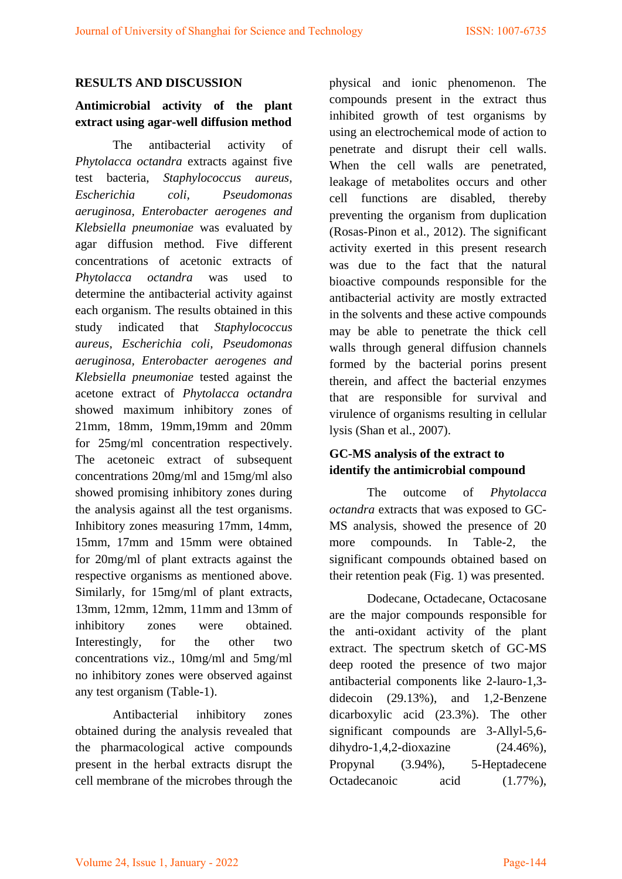## RESULTS AND DISCUSSION

### Antimicrobial activity of the plant extract using agar-well diffusion method

The antibacterial activity of *Phytolacca octandra* extracts against five test bacteria, *Staphylococcus aureus, Escherichia coli, Pseudomonas aeruginosa, Enterobacter aerogenes and Klebsiella pneumoniae* was evaluated by agar diffusion method. Five different concentrations of acetonic extracts of *Phytolacca octandra* was used to determine the antibacterial activity against each organism. The results obtained in this study indicated that *Staphylococcus aureus, Escherichia coli, Pseudomonas aeruginosa, Enterobacter aerogenes and Klebsiella pneumoniae* tested against the acetone extract of *Phytolacca octandra* showed maximum inhibitory zones of 21mm, 18mm, 19mm,19mm and 20mm for 25mg/ml concentration respectively. The acetoneic extract of subsequent concentrations 20mg/ml and 15mg/ml also showed promising inhibitory zones during the analysis against all the test organisms. Inhibitory zones measuring 17mm, 14mm, 15mm, 17mm and 15mm were obtained for 20mg/ml of plant extracts against the respective organisms as mentioned above. Similarly, for 15mg/ml of plant extracts, 13mm, 12mm, 12mm, 11mm and 13mm of inhibitory zones were obtained. Interestingly, for the other two concentrations viz., 10mg/ml and 5mg/ml no inhibitory zones were observed against any test organism (Table-1).

Antibacterial inhibitory zones obtained during the analysis revealed that the pharmacological active compounds present in the herbal extracts disrupt the cell membrane of the microbes through the physical and ionic phenomenon. The compounds present in the extract thus inhibited growth of test organisms by using an electrochemical mode of action to penetrate and disrupt their cell walls. When the cell walls are penetrated, leakage of metabolites occurs and other cell functions are disabled, thereby preventing the organism from duplication (Rosas-Pinon et al., 2012). The significant activity exerted in this present research was due to the fact that the natural bioactive compounds responsible for the antibacterial activity are mostly extracted in the solvents and these active compounds may be able to penetrate the thick cell walls through general diffusion channels formed by the bacterial porins present therein, and affect the bacterial enzymes that are responsible for survival and virulence of organisms resulting in cellular lysis (Shan et al., 2007).

### GC-MS analysis of the extract to identify the antimicrobial compound

The outcome of *Phytolacca octandra* extracts that was exposed to GC-MS analysis, showed the presence of 20 more compounds. In Table-2, the significant compounds obtained based on their retention peak (Fig. 1) was presented.

Dodecane, Octadecane, Octacosane are the major compounds responsible for the anti-oxidant activity of the plant extract. The spectrum sketch of GC-MS deep rooted the presence of two major antibacterial components like 2-lauro-1,3-didecoin (29.13%), and 1,2-Benzene dicarboxylic acid (23.3%). The other significant compounds are 3-Allyl-5,6-dihydro-1,4,2-dioxazine (24.46%), Propynal (3.94%), 5-Heptadecene Octadecanoic acid (1.77%),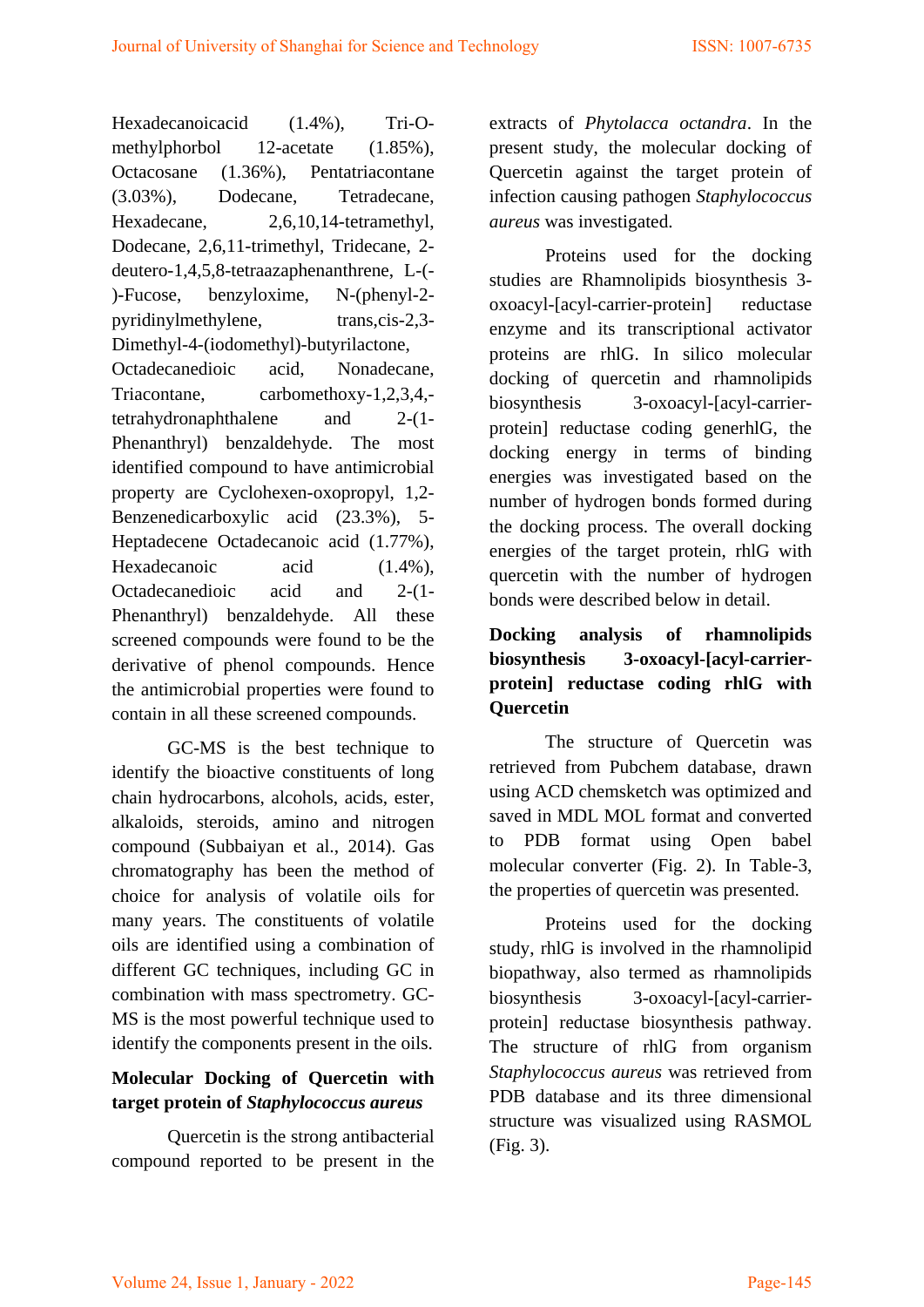Hexadecanoicacid (1.4%), Tri-O-methylphorbol 12-acetate (1.85%), Octacosane (1.36%), Pentatriacontane (3.03%), Dodecane, Tetradecane, Hexadecane, 2,6,10,14-tetramethyl, Dodecane, 2,6,11-trimethyl, Tridecane, 2-deutero-1,4,5,8-tetraazaphenanthrene, L-(-)-Fucose, benzyloxime, N-(phenyl-2-pyridinylmethylene, trans,cis-2,3-Dimethyl-4-(iodomethyl)-butyrilactone, Octadecanedioic acid, Nonadecane, Triacontane, carbomethoxy-1,2,3,4,-tetrahydronaphthalene and 2-(1-Phenanthryl) benzaldehyde. The most identified compound to have antimicrobial property are Cyclohexen-oxopropyl, 1,2-Benzenedicarboxylic acid (23.3%), 5-Heptadecene Octadecanoic acid (1.77%), Hexadecanoic acid (1.4%), Octadecanedioic acid and 2-(1-Phenanthryl) benzaldehyde. All these screened compounds were found to be the derivative of phenol compounds. Hence the antimicrobial properties were found to contain in all these screened compounds.

GC-MS is the best technique to identify the bioactive constituents of long chain hydrocarbons, alcohols, acids, ester, alkaloids, steroids, amino and nitrogen compound (Subbaiyan et al., 2014). Gas chromatography has been the method of choice for analysis of volatile oils for many years. The constituents of volatile oils are identified using a combination of different GC techniques, including GC in combination with mass spectrometry. GC-MS is the most powerful technique used to identify the components present in the oils.

**Molecular Docking of Quercetin with target protein of *Staphylococcus aureus***

Quercetin is the strong antibacterial compound reported to be present in the extracts of *Phytolacca octandra*. In the present study, the molecular docking of Quercetin against the target protein of infection causing pathogen *Staphylococcus aureus* was investigated.

Proteins used for the docking studies are Rhamnolipids biosynthesis 3-oxoacyl-[acyl-carrier-protein] reductase enzyme and its transcriptional activator proteins are rhlG. In silico molecular docking of quercetin and rhamnolipids biosynthesis 3-oxoacyl-[acyl-carrier-protein] reductase coding generhlG, the docking energy in terms of binding energies was investigated based on the number of hydrogen bonds formed during the docking process. The overall docking energies of the target protein, rhlG with quercetin with the number of hydrogen bonds were described below in detail.

**Docking analysis of rhamnolipids biosynthesis 3-oxoacyl-[acyl-carrier-protein] reductase coding rhlG with Quercetin**

The structure of Quercetin was retrieved from Pubchem database, drawn using ACD chemsketch was optimized and saved in MDL MOL format and converted to PDB format using Open babel molecular converter (Fig. 2). In Table-3, the properties of quercetin was presented.

Proteins used for the docking study, rhlG is involved in the rhamnolipid biopathway, also termed as rhamnolipids biosynthesis 3-oxoacyl-[acyl-carrier-protein] reductase biosynthesis pathway. The structure of rhlG from organism *Staphylococcus aureus* was retrieved from PDB database and its three dimensional structure was visualized using RASMOL (Fig. 3).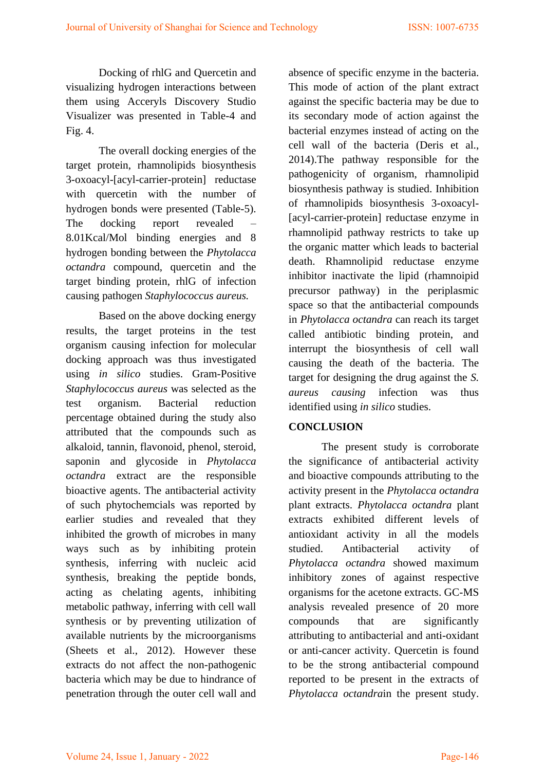Docking of rhlG and Quercetin and visualizing hydrogen interactions between them using Acceryls Discovery Studio Visualizer was presented in Table-4 and Fig. 4.

The overall docking energies of the target protein, rhamnolipids biosynthesis 3-oxoacyl-[acyl-carrier-protein] reductase with quercetin with the number of hydrogen bonds were presented (Table-5). The docking report revealed – 8.01Kcal/Mol binding energies and 8 hydrogen bonding between the *Phytolacca octandra* compound, quercetin and the target binding protein, rhlG of infection causing pathogen *Staphylococcus aureus.*

Based on the above docking energy results, the target proteins in the test organism causing infection for molecular docking approach was thus investigated using *in silico* studies. Gram-Positive *Staphylococcus aureus* was selected as the test organism. Bacterial reduction percentage obtained during the study also attributed that the compounds such as alkaloid, tannin, flavonoid, phenol, steroid, saponin and glycoside in *Phytolacca octandra* extract are the responsible bioactive agents. The antibacterial activity of such phytochemcials was reported by earlier studies and revealed that they inhibited the growth of microbes in many ways such as by inhibiting protein synthesis, inferring with nucleic acid synthesis, breaking the peptide bonds, acting as chelating agents, inhibiting metabolic pathway, inferring with cell wall synthesis or by preventing utilization of available nutrients by the microorganisms (Sheets et al., 2012). However these extracts do not affect the non-pathogenic bacteria which may be due to hindrance of penetration through the outer cell wall and absence of specific enzyme in the bacteria. This mode of action of the plant extract against the specific bacteria may be due to its secondary mode of action against the bacterial enzymes instead of acting on the cell wall of the bacteria (Deris et al., 2014).The pathway responsible for the pathogenicity of organism, rhamnolipid biosynthesis pathway is studied. Inhibition of rhamnolipids biosynthesis 3-oxoacyl-[acyl-carrier-protein] reductase enzyme in rhamnolipid pathway restricts to take up the organic matter which leads to bacterial death. Rhamnolipid reductase enzyme inhibitor inactivate the lipid (rhamnoipid precursor pathway) in the periplasmic space so that the antibacterial compounds in *Phytolacca octandra* can reach its target called antibiotic binding protein, and interrupt the biosynthesis of cell wall causing the death of the bacteria. The target for designing the drug against the *S. aureus causing* infection was thus identified using *in silico* studies.

## CONCLUSION

The present study is corroborate the significance of antibacterial activity and bioactive compounds attributing to the activity present in the *Phytolacca octandra* plant extracts. *Phytolacca octandra* plant extracts exhibited different levels of antioxidant activity in all the models studied. Antibacterial activity of *Phytolacca octandra* showed maximum inhibitory zones of against respective organisms for the acetone extracts. GC-MS analysis revealed presence of 20 more compounds that are significantly attributing to antibacterial and anti-oxidant or anti-cancer activity. Quercetin is found to be the strong antibacterial compound reported to be present in the extracts of *Phytolacca octandra*in the present study.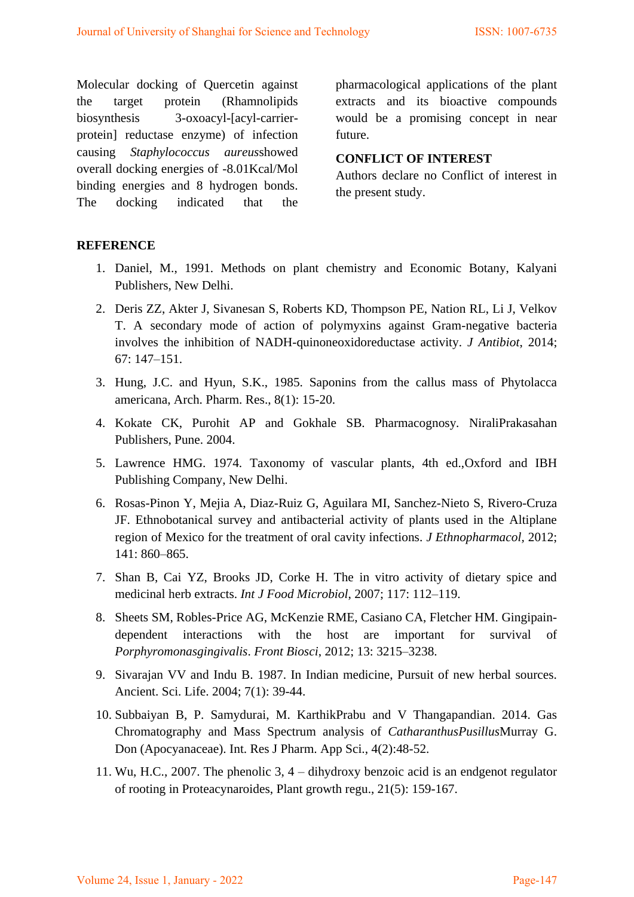Molecular docking of Quercetin against the target protein (Rhamnolipids biosynthesis 3-oxoacyl-[acyl-carrier-protein] reductase enzyme) of infection causing *Staphylococcus aureus*showed overall docking energies of -8.01Kcal/Mol binding energies and 8 hydrogen bonds. The docking indicated that the pharmacological applications of the plant extracts and its bioactive compounds would be a promising concept in near future.

## CONFLICT OF INTEREST

Authors declare no Conflict of interest in the present study.

## REFERENCE

1. Daniel, M., 1991. Methods on plant chemistry and Economic Botany, Kalyani Publishers, New Delhi.
2. Deris ZZ, Akter J, Sivanesan S, Roberts KD, Thompson PE, Nation RL, Li J, Velkov T. A secondary mode of action of polymyxins against Gram-negative bacteria involves the inhibition of NADH-quinoneoxidoreductase activity. *J Antibiot*, 2014; 67: 147–151.
3. Hung, J.C. and Hyun, S.K., 1985. Saponins from the callus mass of Phytolacca americana, Arch. Pharm. Res., 8(1): 15-20.
4. Kokate CK, Purohit AP and Gokhale SB. Pharmacognosy. NiraliPrakasahan Publishers, Pune. 2004.
5. Lawrence HMG. 1974. Taxonomy of vascular plants, 4th ed.,Oxford and IBH Publishing Company, New Delhi.
6. Rosas-Pinon Y, Mejia A, Diaz-Ruiz G, Aguilara MI, Sanchez-Nieto S, Rivero-Cruza JF. Ethnobotanical survey and antibacterial activity of plants used in the Altiplane region of Mexico for the treatment of oral cavity infections. *J Ethnopharmacol*, 2012; 141: 860–865.
7. Shan B, Cai YZ, Brooks JD, Corke H. The in vitro activity of dietary spice and medicinal herb extracts. *Int J Food Microbiol*, 2007; 117: 112–119.
8. Sheets SM, Robles-Price AG, McKenzie RME, Casiano CA, Fletcher HM. Gingipain-dependent interactions with the host are important for survival of *Porphyromonasgingivalis*. *Front Biosci*, 2012; 13: 3215–3238.
9. Sivarajan VV and Indu B. 1987. In Indian medicine, Pursuit of new herbal sources. Ancient. Sci. Life. 2004; 7(1): 39-44.
10. Subbaiyan B, P. Samydurai, M. KarthikPrabu and V Thangapandian. 2014. Gas Chromatography and Mass Spectrum analysis of *CatharanthusPusillus*Murray G. Don (Apocyanaceae). Int. Res J Pharm. App Sci., 4(2):48-52.
11. Wu, H.C., 2007. The phenolic 3, 4 – dihydroxy benzoic acid is an endgenot regulator of rooting in Proteacynaroides, Plant growth regu., 21(5): 159-167.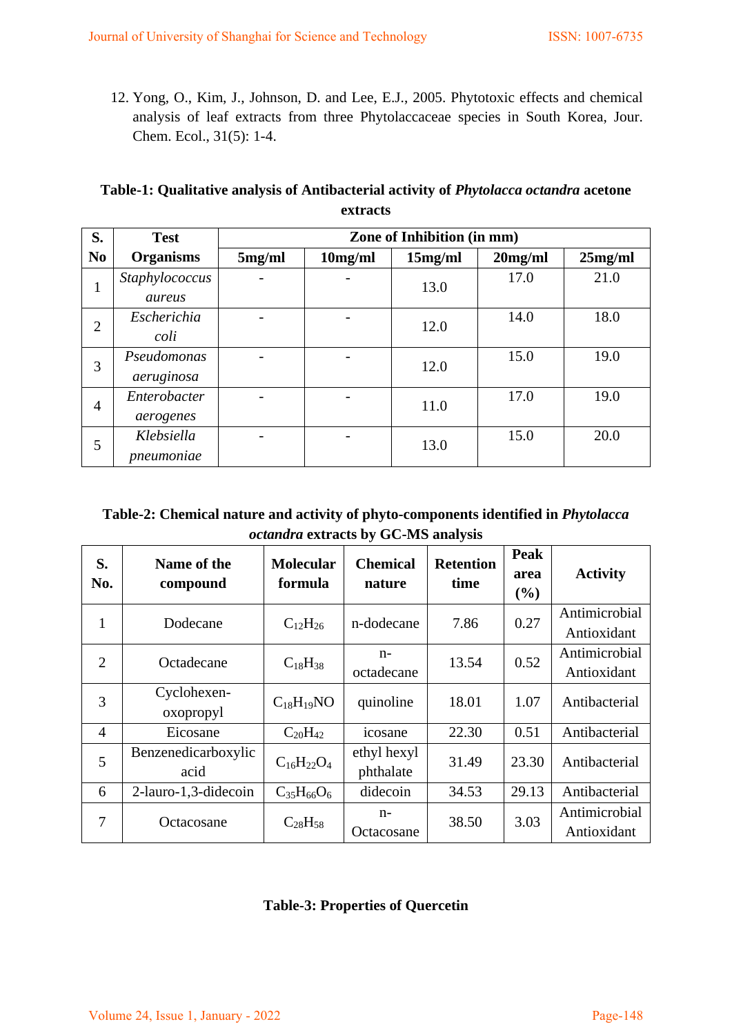12. Yong, O., Kim, J., Johnson, D. and Lee, E.J., 2005. Phytotoxic effects and chemical analysis of leaf extracts from three Phytolaccaceae species in South Korea, Jour. Chem. Ecol., 31(5): 1-4.

**Table-1: Qualitative analysis of Antibacterial activity of *Phytolacca octandra* acetone extracts**

| S. No | Test Organisms | Zone of Inhibition (in mm) | | | | |
|---|---|---|---|---|---|---|
| | | 5mg/ml | 10mg/ml | 15mg/ml | 20mg/ml | 25mg/ml |
| 1 | *Staphylococcus aureus* | - | - | 13.0 | 17.0 | 21.0 |
| 2 | *Escherichia coli* | - | - | 12.0 | 14.0 | 18.0 |
| 3 | *Pseudomonas aeruginosa* | - | - | 12.0 | 15.0 | 19.0 |
| 4 | *Enterobacter aerogenes* | - | - | 11.0 | 17.0 | 19.0 |
| 5 | *Klebsiella pneumoniae* | - | - | 13.0 | 15.0 | 20.0 |

**Table-2: Chemical nature and activity of phyto-components identified in *Phytolacca octandra* extracts by GC-MS analysis**

| S. No. | Name of the compound | Molecular formula | Chemical nature | Retention time | Peak area (%) | Activity |
|---|---|---|---|---|---|---|
| 1 | Dodecane | $C_{12}H_{26}$ | n-dodecane | 7.86 | 0.27 | Antimicrobial Antioxidant |
| 2 | Octadecane | $C_{18}H_{38}$ | n-octadecane | 13.54 | 0.52 | Antimicrobial Antioxidant |
| 3 | Cyclohexen-oxopropyl | $C_{18}H_{19}NO$ | quinoline | 18.01 | 1.07 | Antibacterial |
| 4 | Eicosane | $C_{20}H_{42}$ | icosane | 22.30 | 0.51 | Antibacterial |
| 5 | Benzenedicarboxylic acid | $C_{16}H_{22}O_4$ | ethyl hexyl phthalate | 31.49 | 23.30 | Antibacterial |
| 6 | 2-lauro-1,3-didecoin | $C_{35}H_{66}O_6$ | didecoin | 34.53 | 29.13 | Antibacterial |
| 7 | Octacosane | $C_{28}H_{58}$ | n-Octacosane | 38.50 | 3.03 | Antimicrobial Antioxidant |

**Table-3: Properties of Quercetin**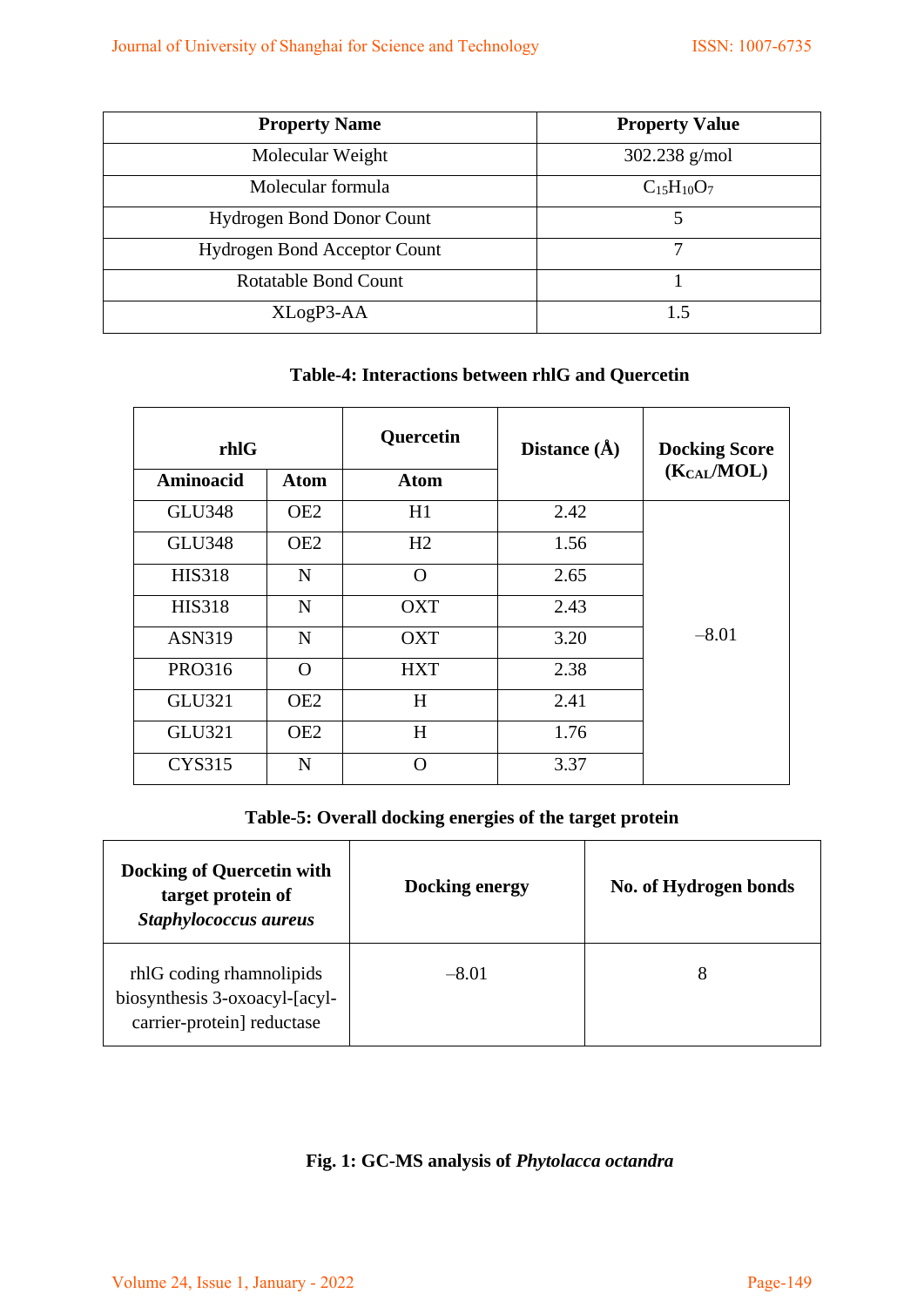| Property Name | Property Value |
|---|---|
| Molecular Weight | 302.238 g/mol |
| Molecular formula | $C_{15}H_{10}O_7$ |
| Hydrogen Bond Donor Count | 5 |
| Hydrogen Bond Acceptor Count | 7 |
| Rotatable Bond Count | 1 |
| XLogP3-AA | 1.5 |

**Table-4: Interactions between rhlG and Quercetin**

| rhlG | | Quercetin | Distance (Å) | Docking Score ($K_{CAL}$/MOL) |
|---|---|---|---|---|
| Aminoacid | Atom | Atom | | |
| GLU348 | OE2 | H1 | 2.42 | –8.01 |
| GLU348 | OE2 | H2 | 1.56 | |
| HIS318 | N | O | 2.65 | |
| HIS318 | N | OXT | 2.43 | |
| ASN319 | N | OXT | 3.20 | |
| PRO316 | O | HXT | 2.38 | |
| GLU321 | OE2 | H | 2.41 | |
| GLU321 | OE2 | H | 1.76 | |
| CYS315 | N | O | 3.37 | |

**Table-5: Overall docking energies of the target protein**

| Docking of Quercetin with target protein of *Staphylococcus aureus* | Docking energy | No. of Hydrogen bonds |
|---|---|---|
| rhlG coding rhamnolipids biosynthesis 3-oxoacyl-[acyl-carrier-protein] reductase | –8.01 | 8 |

**Fig. 1: GC-MS analysis of *Phytolacca octandra***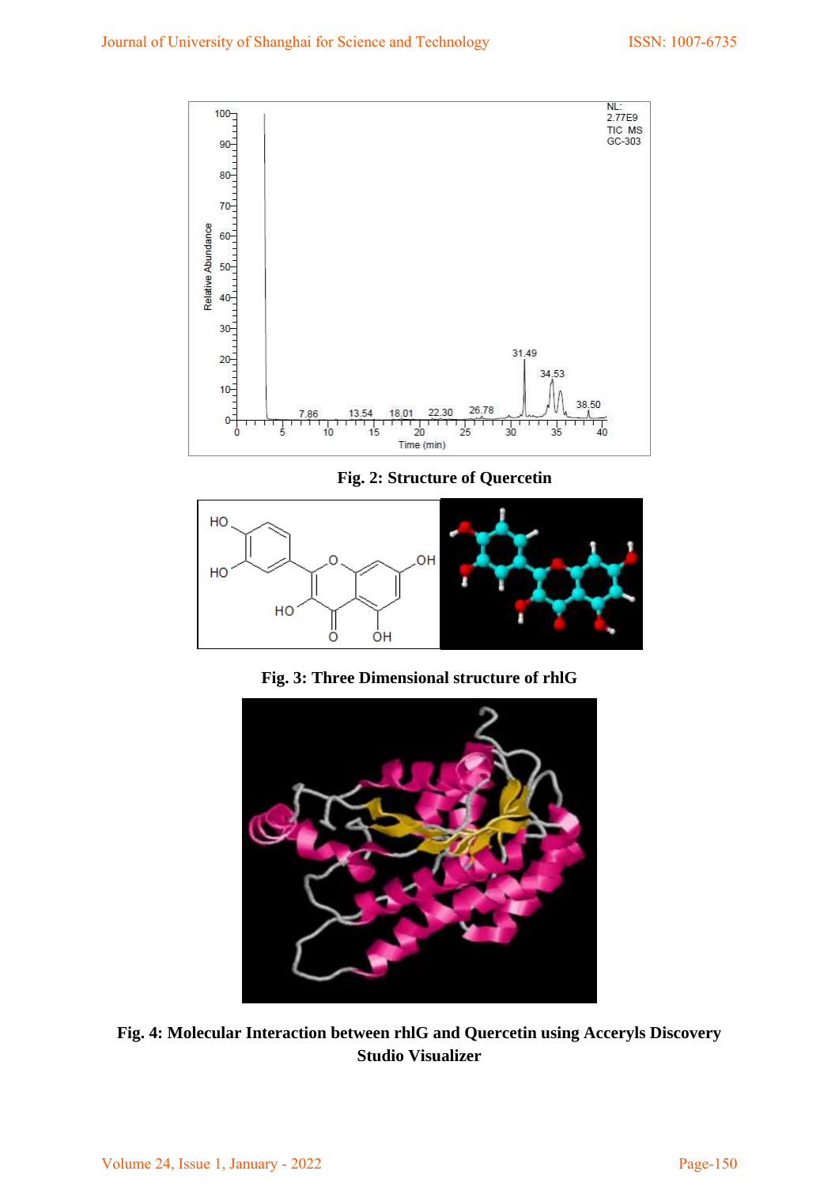**Fig. 2: Structure of Quercetin**

**Fig. 3: Three Dimensional structure of rhlG**

**Fig. 4: Molecular Interaction between rhlG and Quercetin using Accerlys Discovery Studio Visualizer**